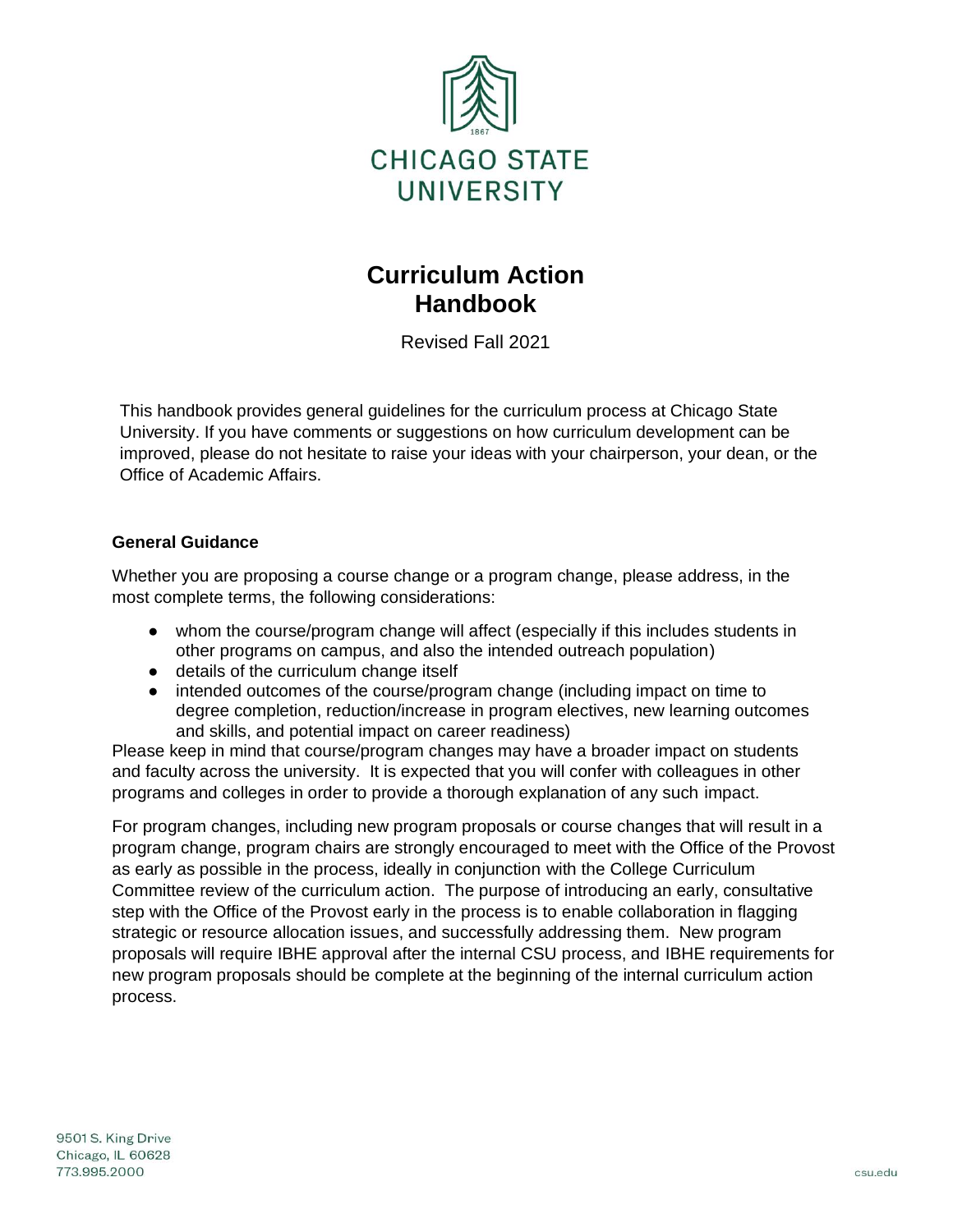CHICAGO STATE UNIVERSITY

# Curriculum Action Handbook

Revised Fall 2021

This handbook provides general guidelines for the curriculum process at Chicago State University. If you have comments or suggestions on how curriculum development can be improved, please do not hesitate to raise your ideas with your chairperson, your dean, or the Office of Academic Affairs.

## General Guidance

Whether you are proposing a course change or a program change, please address, in the most complete terms, the following considerations:

- whom the course/program change will affect (especially if this includes students in other programs on campus, and also the intended outreach population)
- details of the curriculum change itself
- intended outcomes of the course/program change (including impact on time to degree completion, reduction/increase in program electives, new learning outcomes and skills, and potential impact on career readiness)

Please keep in mind that course/program changes may have a broader impact on students and faculty across the university. It is expected that you will confer with colleagues in other programs and colleges in order to provide a thorough explanation of any such impact.

For program changes, including new program proposals or course changes that will result in a program change, program chairs are strongly encouraged to meet with the Office of the Provost as early as possible in the process, ideally in conjunction with the College Curriculum Committee review of the curriculum action. The purpose of introducing an early, consultative step with the Office of the Provost early in the process is to enable collaboration in flagging strategic or resource allocation issues, and successfully addressing them. New program proposals will require IBHE approval after the internal CSU process, and IBHE requirements for new program proposals should be complete at the beginning of the internal curriculum action process.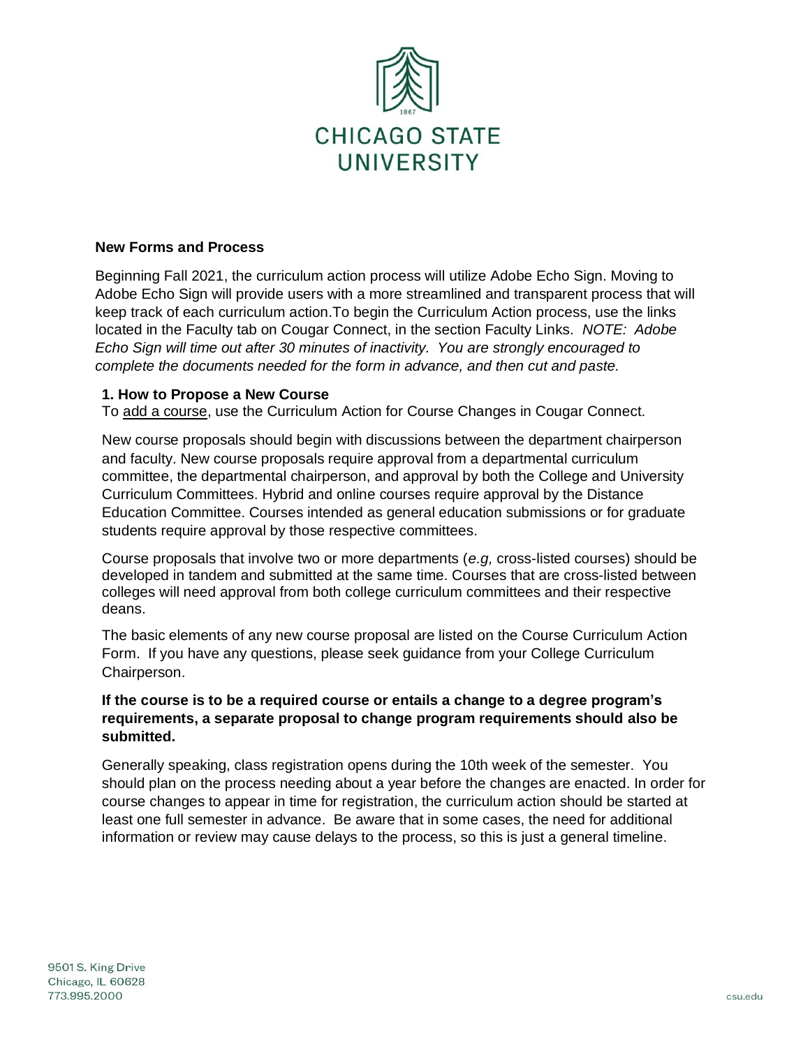CHICAGO STATE UNIVERSITY

## New Forms and Process

Beginning Fall 2021, the curriculum action process will utilize Adobe Echo Sign. Moving to Adobe Echo Sign will provide users with a more streamlined and transparent process that will keep track of each curriculum action.To begin the Curriculum Action process, use the links located in the Faculty tab on Cougar Connect, in the section Faculty Links. *NOTE: Adobe Echo Sign will time out after 30 minutes of inactivity. You are strongly encouraged to complete the documents needed for the form in advance, and then cut and paste.*

### 1. How to Propose a New Course

To add a course, use the Curriculum Action for Course Changes in Cougar Connect.

New course proposals should begin with discussions between the department chairperson and faculty. New course proposals require approval from a departmental curriculum committee, the departmental chairperson, and approval by both the College and University Curriculum Committees. Hybrid and online courses require approval by the Distance Education Committee. Courses intended as general education submissions or for graduate students require approval by those respective committees.

Course proposals that involve two or more departments (*e.g,* cross-listed courses) should be developed in tandem and submitted at the same time. Courses that are cross-listed between colleges will need approval from both college curriculum committees and their respective deans.

The basic elements of any new course proposal are listed on the Course Curriculum Action Form. If you have any questions, please seek guidance from your College Curriculum Chairperson.

**If the course is to be a required course or entails a change to a degree program's requirements, a separate proposal to change program requirements should also be submitted.**

Generally speaking, class registration opens during the 10th week of the semester. You should plan on the process needing about a year before the changes are enacted. In order for course changes to appear in time for registration, the curriculum action should be started at least one full semester in advance. Be aware that in some cases, the need for additional information or review may cause delays to the process, so this is just a general timeline.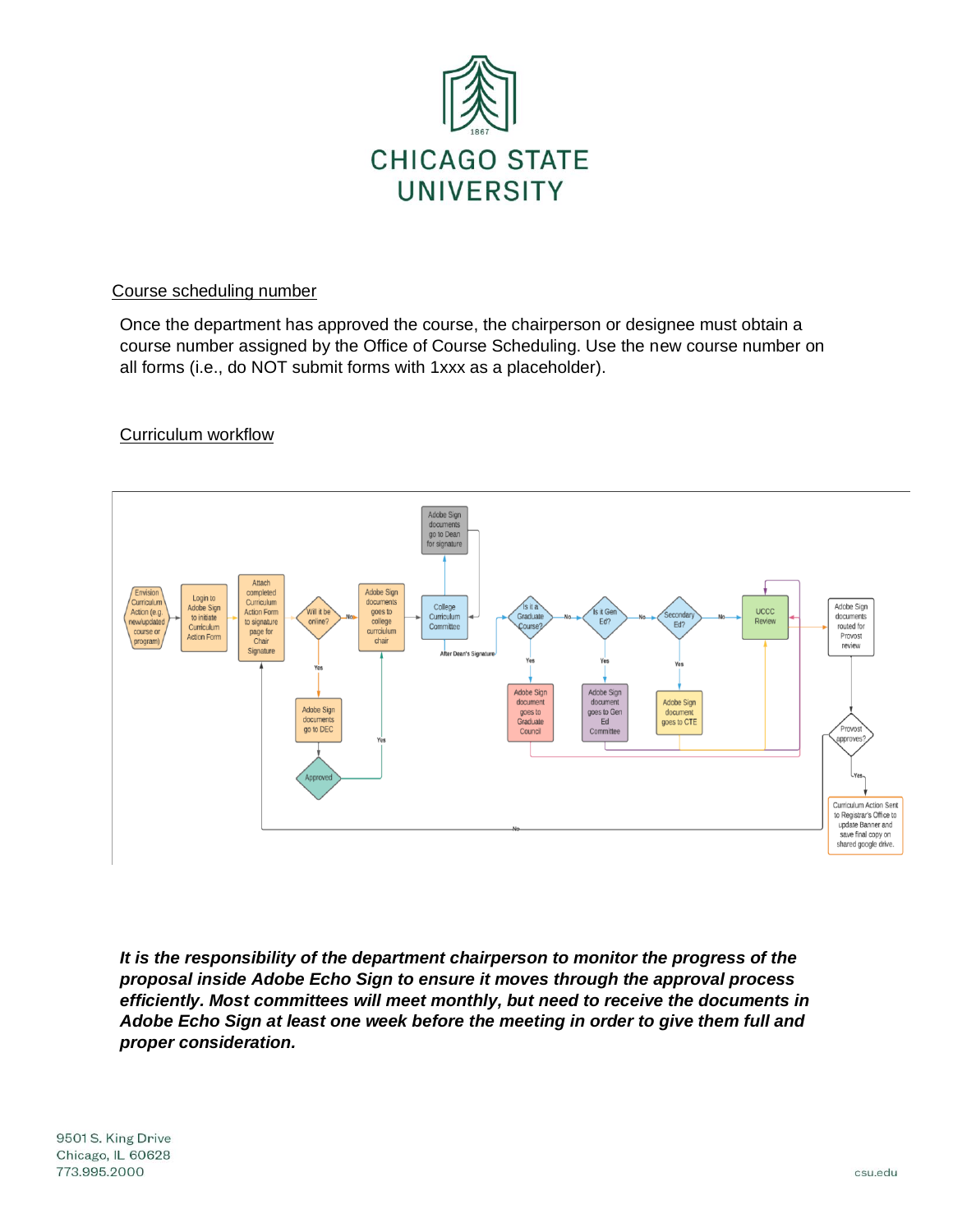## Course scheduling number

Once the department has approved the course, the chairperson or designee must obtain a course number assigned by the Office of Course Scheduling. Use the new course number on all forms (i.e., do NOT submit forms with 1xxx as a placeholder).

## Curriculum workflow

Envision Curriculum Action (e.g. new/updated course or program)

Login to Adobe Sign to initiate Curriculum Action Form

Attach completed Curriculum Action Form to signature page for Chair Signature

Will it be online?

No

Yes

Adobe Sign documents go to DEC

Approved

Yes

Adobe Sign documents goes to college curriculum chair

College Curriculum Committee

Adobe Sign documents go to Dean for signature

After Dean's Signature

Is it a Graduate Course?

Yes

Adobe Sign document goes to Graduate Council

No

Is it Gen Ed?

Yes

Adobe Sign document goes to Gen Ed Committee

No

Secondary Ed?

Yes

Adobe Sign document goes to CTE

No

UCCC Review

Adobe Sign documents routed for Provost review

Provost approves?

Yes

Curriculum Action Sent to Registrar's Office to update Banner and save final copy on shared google drive.

No

***It is the responsibility of the department chairperson to monitor the progress of the proposal inside Adobe Echo Sign to ensure it moves through the approval process efficiently. Most committees will meet monthly, but need to receive the documents in Adobe Echo Sign at least one week before the meeting in order to give them full and proper consideration.***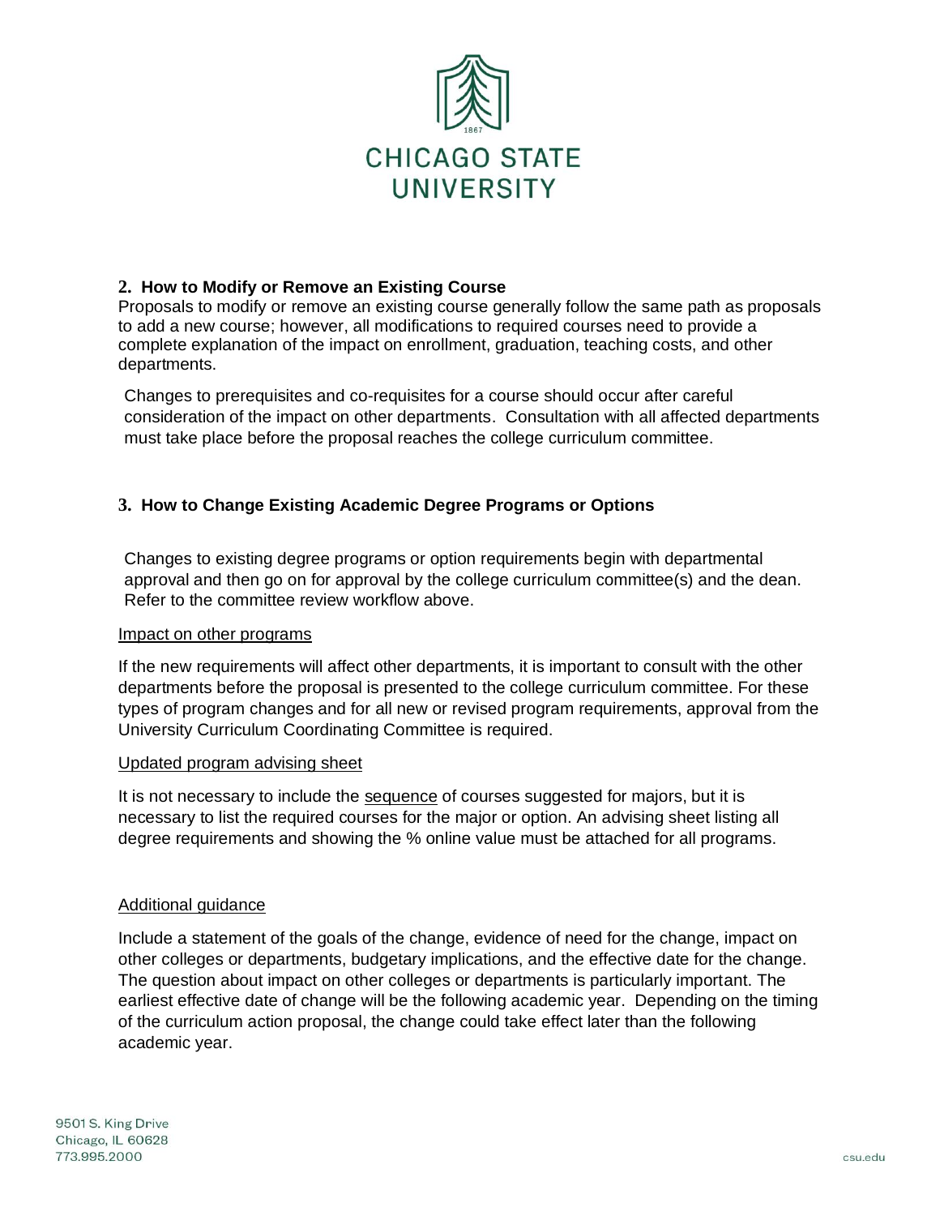### 2. How to Modify or Remove an Existing Course

Proposals to modify or remove an existing course generally follow the same path as proposals to add a new course; however, all modifications to required courses need to provide a complete explanation of the impact on enrollment, graduation, teaching costs, and other departments.

Changes to prerequisites and co-requisites for a course should occur after careful consideration of the impact on other departments. Consultation with all affected departments must take place before the proposal reaches the college curriculum committee.

### 3. How to Change Existing Academic Degree Programs or Options

Changes to existing degree programs or option requirements begin with departmental approval and then go on for approval by the college curriculum committee(s) and the dean. Refer to the committee review workflow above.

<u>Impact on other programs</u>

If the new requirements will affect other departments, it is important to consult with the other departments before the proposal is presented to the college curriculum committee. For these types of program changes and for all new or revised program requirements, approval from the University Curriculum Coordinating Committee is required.

<u>Updated program advising sheet</u>

It is not necessary to include the <u>sequence</u> of courses suggested for majors, but it is necessary to list the required courses for the major or option. An advising sheet listing all degree requirements and showing the % online value must be attached for all programs.

<u>Additional guidance</u>

Include a statement of the goals of the change, evidence of need for the change, impact on other colleges or departments, budgetary implications, and the effective date for the change. The question about impact on other colleges or departments is particularly important. The earliest effective date of change will be the following academic year. Depending on the timing of the curriculum action proposal, the change could take effect later than the following academic year.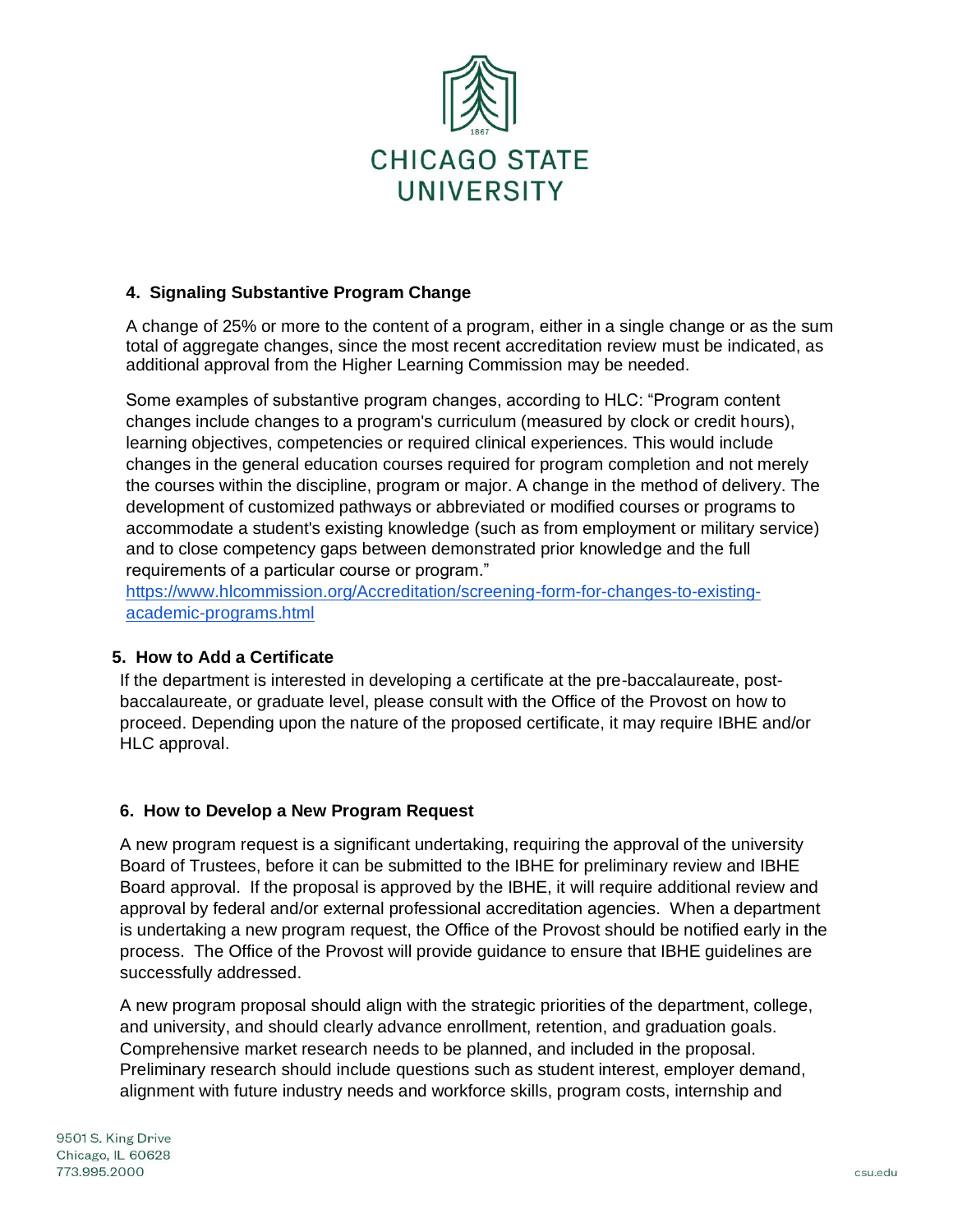### 4. Signaling Substantive Program Change

A change of 25% or more to the content of a program, either in a single change or as the sum total of aggregate changes, since the most recent accreditation review must be indicated, as additional approval from the Higher Learning Commission may be needed.

Some examples of substantive program changes, according to HLC: "Program content changes include changes to a program's curriculum (measured by clock or credit hours), learning objectives, competencies or required clinical experiences. This would include changes in the general education courses required for program completion and not merely the courses within the discipline, program or major. A change in the method of delivery. The development of customized pathways or abbreviated or modified courses or programs to accommodate a student's existing knowledge (such as from employment or military service) and to close competency gaps between demonstrated prior knowledge and the full requirements of a particular course or program."
[https://www.hlcommission.org/Accreditation/screening-form-for-changes-to-existing-academic-programs.html](https://www.hlcommission.org/Accreditation/screening-form-for-changes-to-existing-academic-programs.html)

### 5. How to Add a Certificate

If the department is interested in developing a certificate at the pre-baccalaureate, post-baccalaureate, or graduate level, please consult with the Office of the Provost on how to proceed. Depending upon the nature of the proposed certificate, it may require IBHE and/or HLC approval.

### 6. How to Develop a New Program Request

A new program request is a significant undertaking, requiring the approval of the university Board of Trustees, before it can be submitted to the IBHE for preliminary review and IBHE Board approval. If the proposal is approved by the IBHE, it will require additional review and approval by federal and/or external professional accreditation agencies. When a department is undertaking a new program request, the Office of the Provost should be notified early in the process. The Office of the Provost will provide guidance to ensure that IBHE guidelines are successfully addressed.

A new program proposal should align with the strategic priorities of the department, college, and university, and should clearly advance enrollment, retention, and graduation goals. Comprehensive market research needs to be planned, and included in the proposal. Preliminary research should include questions such as student interest, employer demand, alignment with future industry needs and workforce skills, program costs, internship and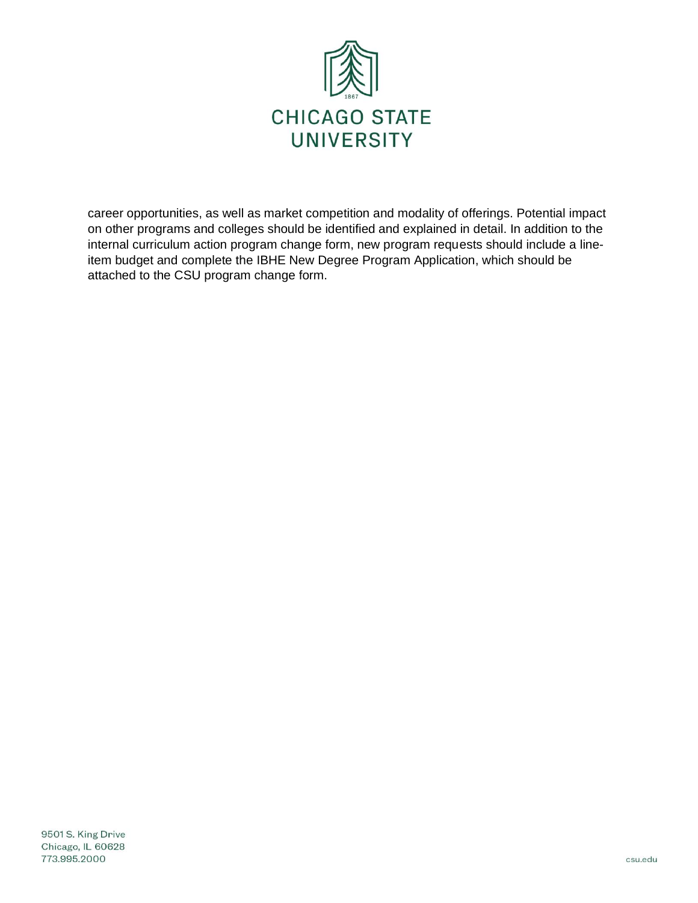career opportunities, as well as market competition and modality of offerings. Potential impact on other programs and colleges should be identified and explained in detail. In addition to the internal curriculum action program change form, new program requests should include a line-item budget and complete the IBHE New Degree Program Application, which should be attached to the CSU program change form.